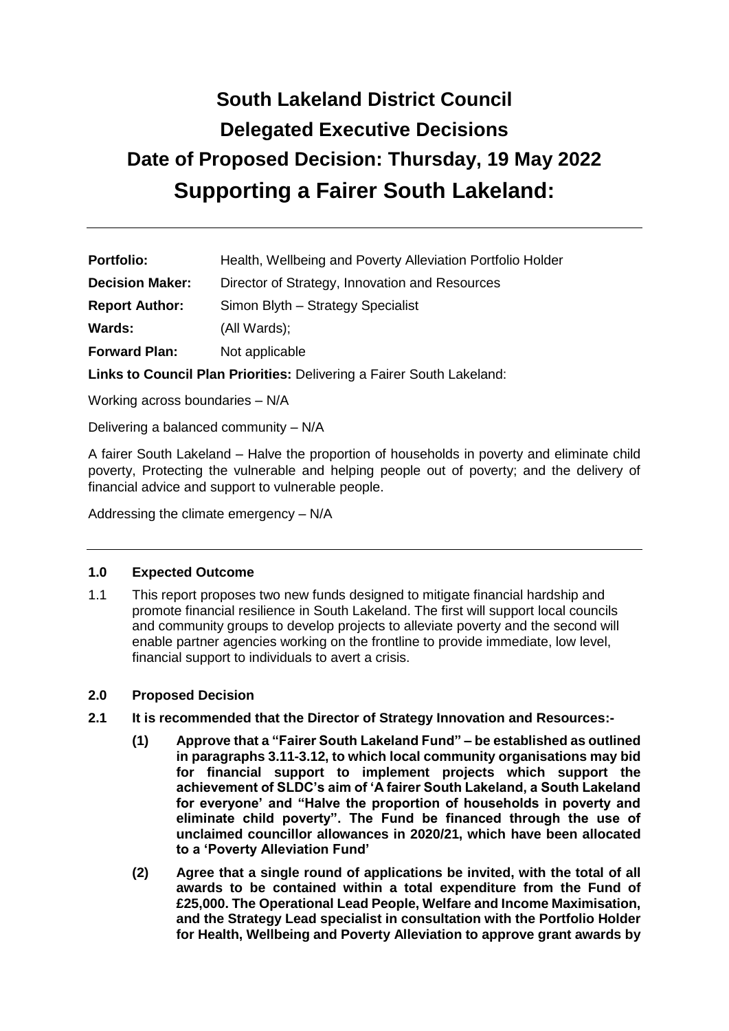# South Lakeland District Council

# Delegated Executive Decisions

# Date of Proposed Decision: Thursday, 19 May 2022

# Supporting a Fairer South Lakeland:

---

**Portfolio:** Health, Wellbeing and Poverty Alleviation Portfolio Holder

**Decision Maker:** Director of Strategy, Innovation and Resources

**Report Author:** Simon Blyth – Strategy Specialist

**Wards:** (All Wards);

**Forward Plan:** Not applicable

**Links to Council Plan Priorities:** Delivering a Fairer South Lakeland:

Working across boundaries – N/A

Delivering a balanced community – N/A

A fairer South Lakeland – Halve the proportion of households in poverty and eliminate child poverty, Protecting the vulnerable and helping people out of poverty; and the delivery of financial advice and support to vulnerable people.

Addressing the climate emergency – N/A

---

## 1.0 Expected Outcome

1.1 This report proposes two new funds designed to mitigate financial hardship and promote financial resilience in South Lakeland. The first will support local councils and community groups to develop projects to alleviate poverty and the second will enable partner agencies working on the frontline to provide immediate, low level, financial support to individuals to avert a crisis.

## 2.0 Proposed Decision

**2.1 It is recommended that the Director of Strategy Innovation and Resources:-**

**(1) Approve that a "Fairer South Lakeland Fund" – be established as outlined in paragraphs 3.11-3.12, to which local community organisations may bid for financial support to implement projects which support the achievement of SLDC's aim of 'A fairer South Lakeland, a South Lakeland for everyone' and "Halve the proportion of households in poverty and eliminate child poverty". The Fund be financed through the use of unclaimed councillor allowances in 2020/21, which have been allocated to a 'Poverty Alleviation Fund'**

**(2) Agree that a single round of applications be invited, with the total of all awards to be contained within a total expenditure from the Fund of £25,000. The Operational Lead People, Welfare and Income Maximisation, and the Strategy Lead specialist in consultation with the Portfolio Holder for Health, Wellbeing and Poverty Alleviation to approve grant awards by**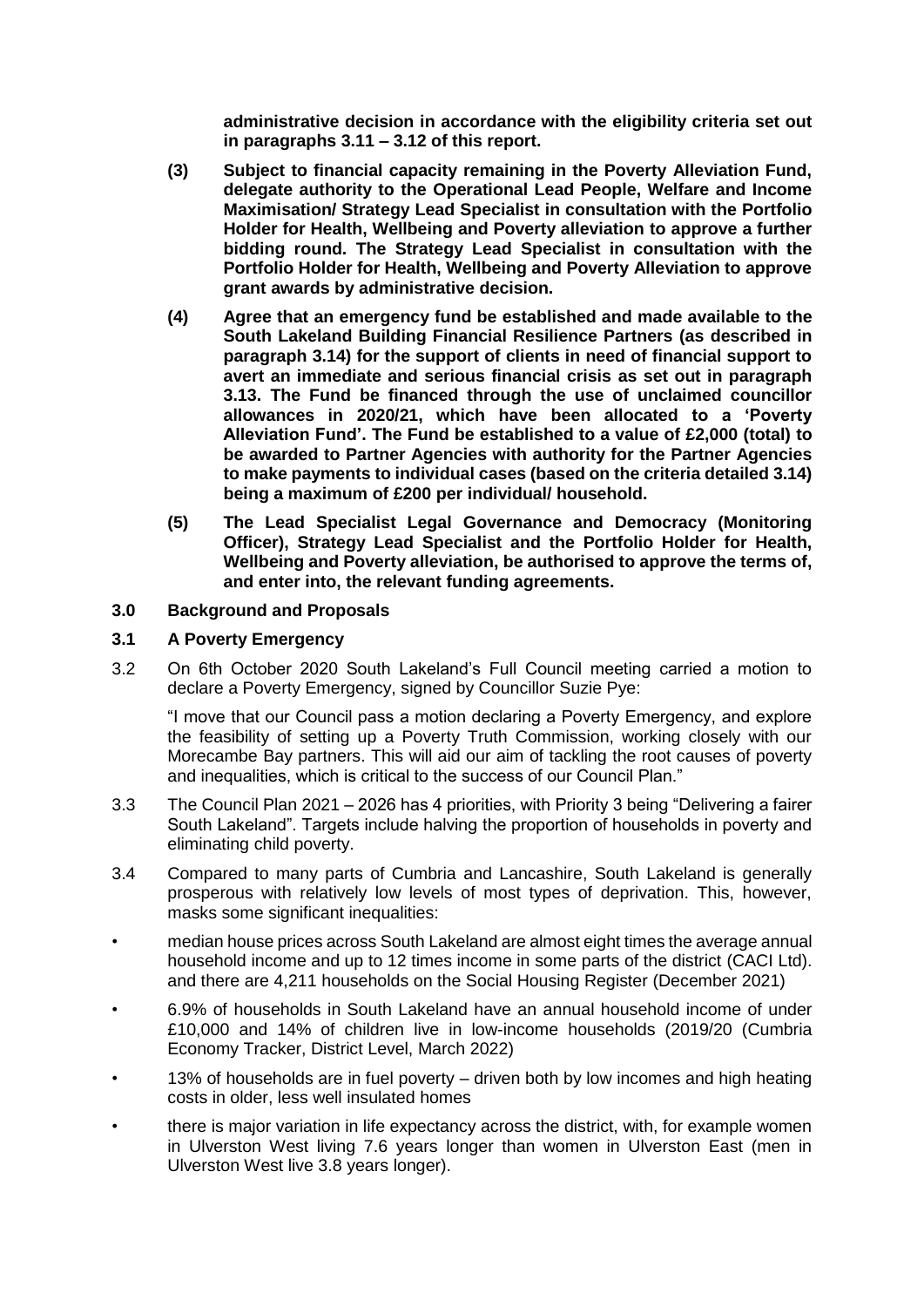**administrative decision in accordance with the eligibility criteria set out in paragraphs 3.11 – 3.12 of this report.**

**(3) Subject to financial capacity remaining in the Poverty Alleviation Fund, delegate authority to the Operational Lead People, Welfare and Income Maximisation/ Strategy Lead Specialist in consultation with the Portfolio Holder for Health, Wellbeing and Poverty alleviation to approve a further bidding round. The Strategy Lead Specialist in consultation with the Portfolio Holder for Health, Wellbeing and Poverty Alleviation to approve grant awards by administrative decision.**

**(4) Agree that an emergency fund be established and made available to the South Lakeland Building Financial Resilience Partners (as described in paragraph 3.14) for the support of clients in need of financial support to avert an immediate and serious financial crisis as set out in paragraph 3.13. The Fund be financed through the use of unclaimed councillor allowances in 2020/21, which have been allocated to a 'Poverty Alleviation Fund'. The Fund be established to a value of £2,000 (total) to be awarded to Partner Agencies with authority for the Partner Agencies to make payments to individual cases (based on the criteria detailed 3.14) being a maximum of £200 per individual/ household.**

**(5) The Lead Specialist Legal Governance and Democracy (Monitoring Officer), Strategy Lead Specialist and the Portfolio Holder for Health, Wellbeing and Poverty alleviation, be authorised to approve the terms of, and enter into, the relevant funding agreements.**

## 3.0 Background and Proposals

### 3.1 A Poverty Emergency

3.2 On 6th October 2020 South Lakeland's Full Council meeting carried a motion to declare a Poverty Emergency, signed by Councillor Suzie Pye:

"I move that our Council pass a motion declaring a Poverty Emergency, and explore the feasibility of setting up a Poverty Truth Commission, working closely with our Morecambe Bay partners. This will aid our aim of tackling the root causes of poverty and inequalities, which is critical to the success of our Council Plan."

3.3 The Council Plan 2021 – 2026 has 4 priorities, with Priority 3 being "Delivering a fairer South Lakeland". Targets include halving the proportion of households in poverty and eliminating child poverty.

3.4 Compared to many parts of Cumbria and Lancashire, South Lakeland is generally prosperous with relatively low levels of most types of deprivation. This, however, masks some significant inequalities:

- median house prices across South Lakeland are almost eight times the average annual household income and up to 12 times income in some parts of the district (CACI Ltd). and there are 4,211 households on the Social Housing Register (December 2021)
- 6.9% of households in South Lakeland have an annual household income of under £10,000 and 14% of children live in low-income households (2019/20 (Cumbria Economy Tracker, District Level, March 2022)
- 13% of households are in fuel poverty – driven both by low incomes and high heating costs in older, less well insulated homes
- there is major variation in life expectancy across the district, with, for example women in Ulverston West living 7.6 years longer than women in Ulverston East (men in Ulverston West live 3.8 years longer).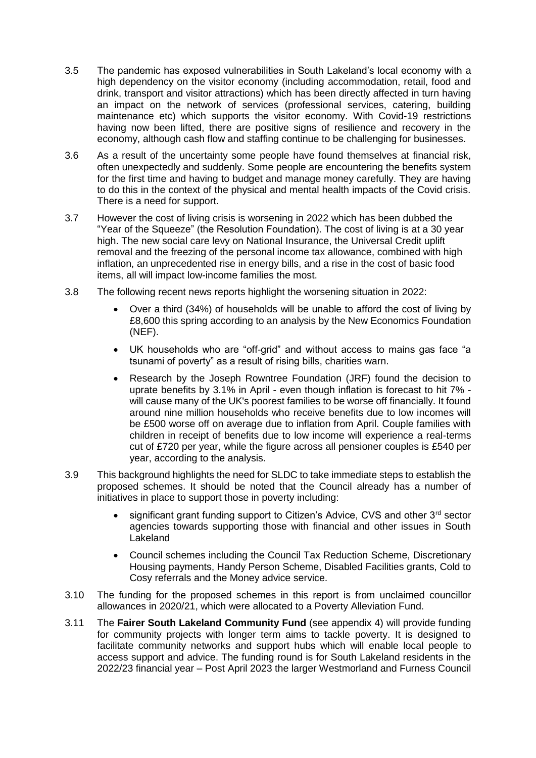3.5 The pandemic has exposed vulnerabilities in South Lakeland's local economy with a high dependency on the visitor economy (including accommodation, retail, food and drink, transport and visitor attractions) which has been directly affected in turn having an impact on the network of services (professional services, catering, building maintenance etc) which supports the visitor economy. With Covid-19 restrictions having now been lifted, there are positive signs of resilience and recovery in the economy, although cash flow and staffing continue to be challenging for businesses.

3.6 As a result of the uncertainty some people have found themselves at financial risk, often unexpectedly and suddenly. Some people are encountering the benefits system for the first time and having to budget and manage money carefully. They are having to do this in the context of the physical and mental health impacts of the Covid crisis. There is a need for support.

3.7 However the cost of living crisis is worsening in 2022 which has been dubbed the "Year of the Squeeze" (the Resolution Foundation). The cost of living is at a 30 year high. The new social care levy on National Insurance, the Universal Credit uplift removal and the freezing of the personal income tax allowance, combined with high inflation, an unprecedented rise in energy bills, and a rise in the cost of basic food items, all will impact low-income families the most.

3.8 The following recent news reports highlight the worsening situation in 2022:

- Over a third (34%) of households will be unable to afford the cost of living by £8,600 this spring according to an analysis by the New Economics Foundation (NEF).
- UK households who are "off-grid" and without access to mains gas face "a tsunami of poverty" as a result of rising bills, charities warn.
- Research by the Joseph Rowntree Foundation (JRF) found the decision to uprate benefits by 3.1% in April - even though inflation is forecast to hit 7% - will cause many of the UK's poorest families to be worse off financially. It found around nine million households who receive benefits due to low incomes will be £500 worse off on average due to inflation from April. Couple families with children in receipt of benefits due to low income will experience a real-terms cut of £720 per year, while the figure across all pensioner couples is £540 per year, according to the analysis.

3.9 This background highlights the need for SLDC to take immediate steps to establish the proposed schemes. It should be noted that the Council already has a number of initiatives in place to support those in poverty including:

- significant grant funding support to Citizen's Advice, CVS and other 3rd sector agencies towards supporting those with financial and other issues in South Lakeland
- Council schemes including the Council Tax Reduction Scheme, Discretionary Housing payments, Handy Person Scheme, Disabled Facilities grants, Cold to Cosy referrals and the Money advice service.

3.10 The funding for the proposed schemes in this report is from unclaimed councillor allowances in 2020/21, which were allocated to a Poverty Alleviation Fund.

3.11 The **Fairer South Lakeland Community Fund** (see appendix 4) will provide funding for community projects with longer term aims to tackle poverty. It is designed to facilitate community networks and support hubs which will enable local people to access support and advice. The funding round is for South Lakeland residents in the 2022/23 financial year – Post April 2023 the larger Westmorland and Furness Council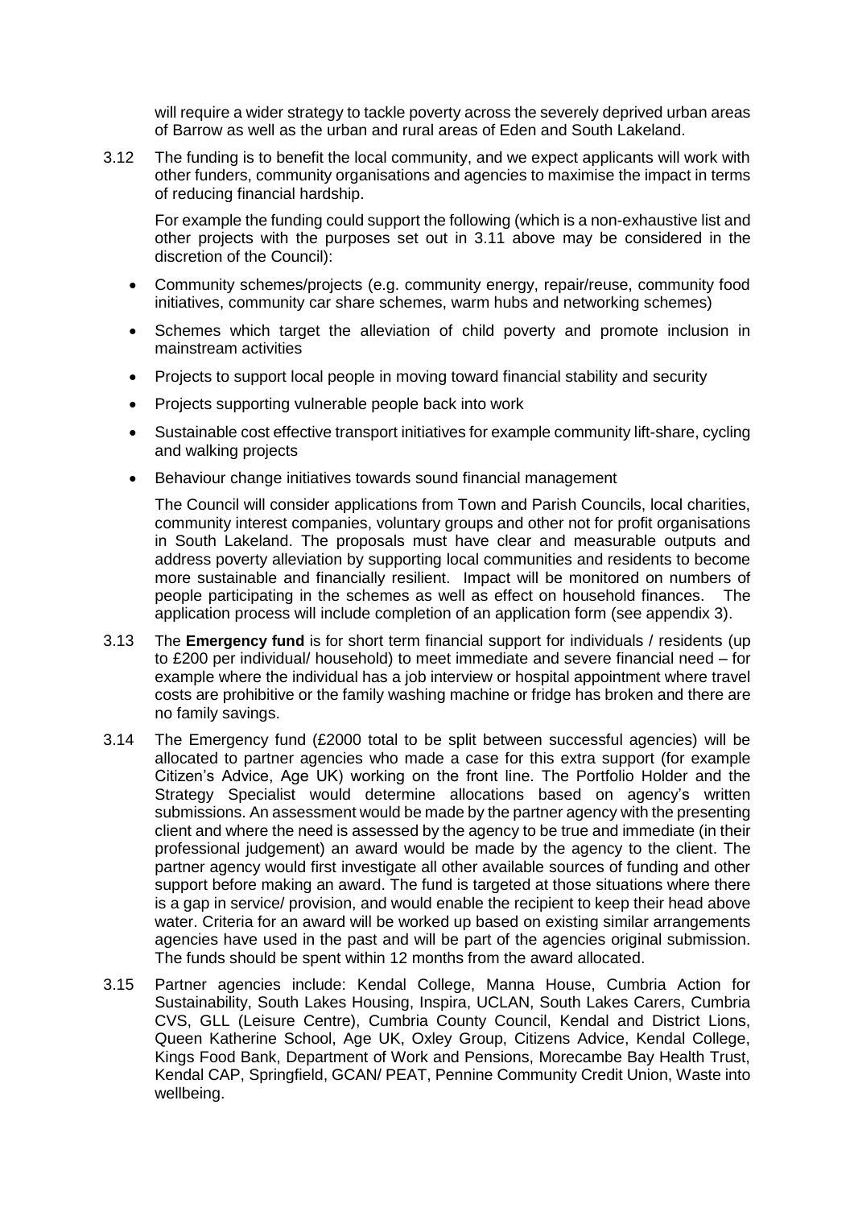will require a wider strategy to tackle poverty across the severely deprived urban areas of Barrow as well as the urban and rural areas of Eden and South Lakeland.

3.12 The funding is to benefit the local community, and we expect applicants will work with other funders, community organisations and agencies to maximise the impact in terms of reducing financial hardship.

For example the funding could support the following (which is a non-exhaustive list and other projects with the purposes set out in 3.11 above may be considered in the discretion of the Council):

- Community schemes/projects (e.g. community energy, repair/reuse, community food initiatives, community car share schemes, warm hubs and networking schemes)
- Schemes which target the alleviation of child poverty and promote inclusion in mainstream activities
- Projects to support local people in moving toward financial stability and security
- Projects supporting vulnerable people back into work
- Sustainable cost effective transport initiatives for example community lift-share, cycling and walking projects
- Behaviour change initiatives towards sound financial management

The Council will consider applications from Town and Parish Councils, local charities, community interest companies, voluntary groups and other not for profit organisations in South Lakeland. The proposals must have clear and measurable outputs and address poverty alleviation by supporting local communities and residents to become more sustainable and financially resilient. Impact will be monitored on numbers of people participating in the schemes as well as effect on household finances. The application process will include completion of an application form (see appendix 3).

3.13 The **Emergency fund** is for short term financial support for individuals / residents (up to £200 per individual/ household) to meet immediate and severe financial need – for example where the individual has a job interview or hospital appointment where travel costs are prohibitive or the family washing machine or fridge has broken and there are no family savings.

3.14 The Emergency fund (£2000 total to be split between successful agencies) will be allocated to partner agencies who made a case for this extra support (for example Citizen's Advice, Age UK) working on the front line. The Portfolio Holder and the Strategy Specialist would determine allocations based on agency's written submissions. An assessment would be made by the partner agency with the presenting client and where the need is assessed by the agency to be true and immediate (in their professional judgement) an award would be made by the agency to the client. The partner agency would first investigate all other available sources of funding and other support before making an award. The fund is targeted at those situations where there is a gap in service/ provision, and would enable the recipient to keep their head above water. Criteria for an award will be worked up based on existing similar arrangements agencies have used in the past and will be part of the agencies original submission. The funds should be spent within 12 months from the award allocated.

3.15 Partner agencies include: Kendal College, Manna House, Cumbria Action for Sustainability, South Lakes Housing, Inspira, UCLAN, South Lakes Carers, Cumbria CVS, GLL (Leisure Centre), Cumbria County Council, Kendal and District Lions, Queen Katherine School, Age UK, Oxley Group, Citizens Advice, Kendal College, Kings Food Bank, Department of Work and Pensions, Morecambe Bay Health Trust, Kendal CAP, Springfield, GCAN/ PEAT, Pennine Community Credit Union, Waste into wellbeing.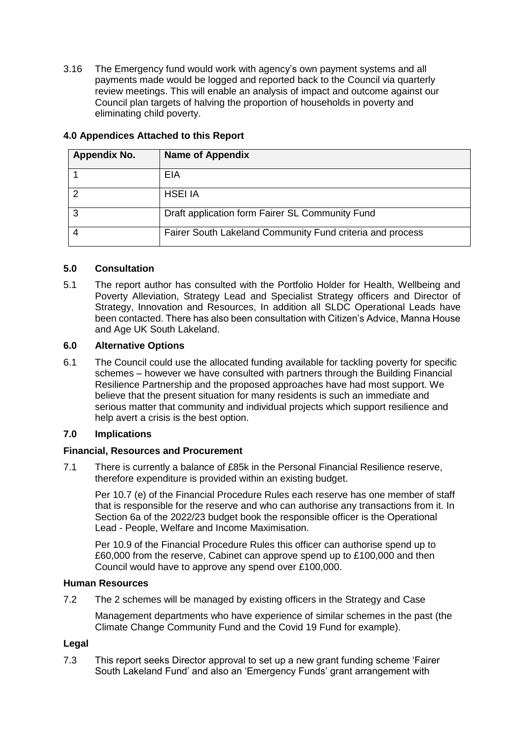3.16 The Emergency fund would work with agency's own payment systems and all payments made would be logged and reported back to the Council via quarterly review meetings. This will enable an analysis of impact and outcome against our Council plan targets of halving the proportion of households in poverty and eliminating child poverty.

### 4.0 Appendices Attached to this Report

| Appendix No. | Name of Appendix |
|---|---|
| 1 | EIA |
| 2 | HSEI IA |
| 3 | Draft application form Fairer SL Community Fund |
| 4 | Fairer South Lakeland Community Fund criteria and process |

### 5.0 Consultation

5.1 The report author has consulted with the Portfolio Holder for Health, Wellbeing and Poverty Alleviation, Strategy Lead and Specialist Strategy officers and Director of Strategy, Innovation and Resources, In addition all SLDC Operational Leads have been contacted. There has also been consultation with Citizen's Advice, Manna House and Age UK South Lakeland.

### 6.0 Alternative Options

6.1 The Council could use the allocated funding available for tackling poverty for specific schemes – however we have consulted with partners through the Building Financial Resilience Partnership and the proposed approaches have had most support. We believe that the present situation for many residents is such an immediate and serious matter that community and individual projects which support resilience and help avert a crisis is the best option.

### 7.0 Implications

#### Financial, Resources and Procurement

7.1 There is currently a balance of £85k in the Personal Financial Resilience reserve, therefore expenditure is provided within an existing budget.

Per 10.7 (e) of the Financial Procedure Rules each reserve has one member of staff that is responsible for the reserve and who can authorise any transactions from it. In Section 6a of the 2022/23 budget book the responsible officer is the Operational Lead - People, Welfare and Income Maximisation.

Per 10.9 of the Financial Procedure Rules this officer can authorise spend up to £60,000 from the reserve, Cabinet can approve spend up to £100,000 and then Council would have to approve any spend over £100,000.

#### Human Resources

7.2 The 2 schemes will be managed by existing officers in the Strategy and Case

Management departments who have experience of similar schemes in the past (the Climate Change Community Fund and the Covid 19 Fund for example).

#### Legal

7.3 This report seeks Director approval to set up a new grant funding scheme 'Fairer South Lakeland Fund' and also an 'Emergency Funds' grant arrangement with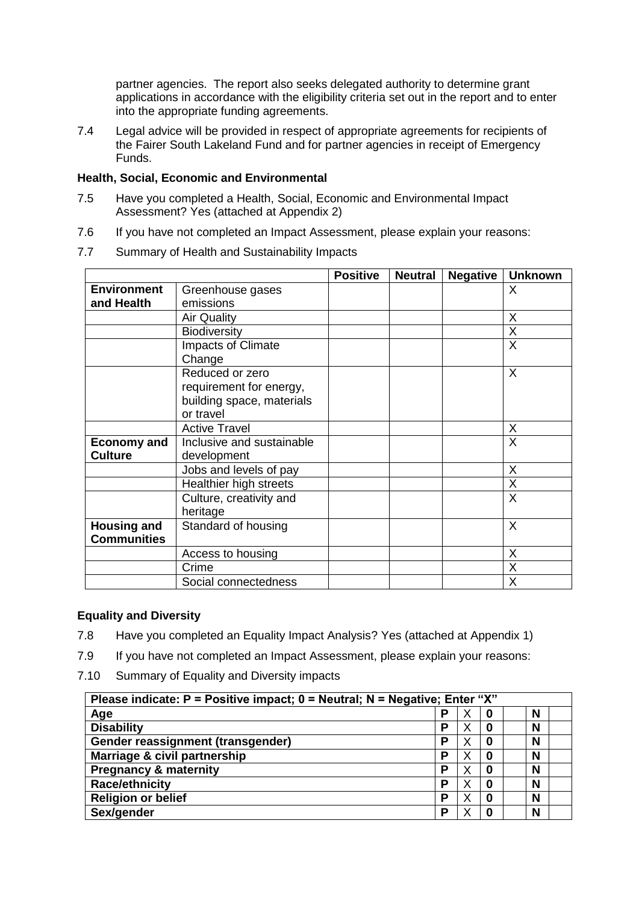partner agencies. The report also seeks delegated authority to determine grant applications in accordance with the eligibility criteria set out in the report and to enter into the appropriate funding agreements.

7.4 Legal advice will be provided in respect of appropriate agreements for recipients of the Fairer South Lakeland Fund and for partner agencies in receipt of Emergency Funds.

**Health, Social, Economic and Environmental**

7.5 Have you completed a Health, Social, Economic and Environmental Impact Assessment? Yes (attached at Appendix 2)

7.6 If you have not completed an Impact Assessment, please explain your reasons:

7.7 Summary of Health and Sustainability Impacts

| | | Positive | Neutral | Negative | Unknown |
|---|---|---|---|---|---|
| **Environment and Health** | Greenhouse gases emissions | | | | X |
| | Air Quality | | | | X |
| | Biodiversity | | | | X |
| | Impacts of Climate Change | | | | X |
| | Reduced or zero requirement for energy, building space, materials or travel | | | | X |
| | Active Travel | | | | X |
| **Economy and Culture** | Inclusive and sustainable development | | | | X |
| | Jobs and levels of pay | | | | X |
| | Healthier high streets | | | | X |
| | Culture, creativity and heritage | | | | X |
| **Housing and Communities** | Standard of housing | | | | X |
| | Access to housing | | | | X |
| | Crime | | | | X |
| | Social connectedness | | | | X |

**Equality and Diversity**

7.8 Have you completed an Equality Impact Analysis? Yes (attached at Appendix 1)

7.9 If you have not completed an Impact Assessment, please explain your reasons:

7.10 Summary of Equality and Diversity impacts

| Please indicate: P = Positive impact; 0 = Neutral; N = Negative; Enter "X" | | | | | | |
|---|---|---|---|---|---|---|
| **Age** | **P** | X | **0** | | **N** | |
| **Disability** | **P** | X | **0** | | **N** | |
| **Gender reassignment (transgender)** | **P** | X | **0** | | **N** | |
| **Marriage & civil partnership** | **P** | X | **0** | | **N** | |
| **Pregnancy & maternity** | **P** | X | **0** | | **N** | |
| **Race/ethnicity** | **P** | X | **0** | | **N** | |
| **Religion or belief** | **P** | X | **0** | | **N** | |
| **Sex/gender** | **P** | X | **0** | | **N** | |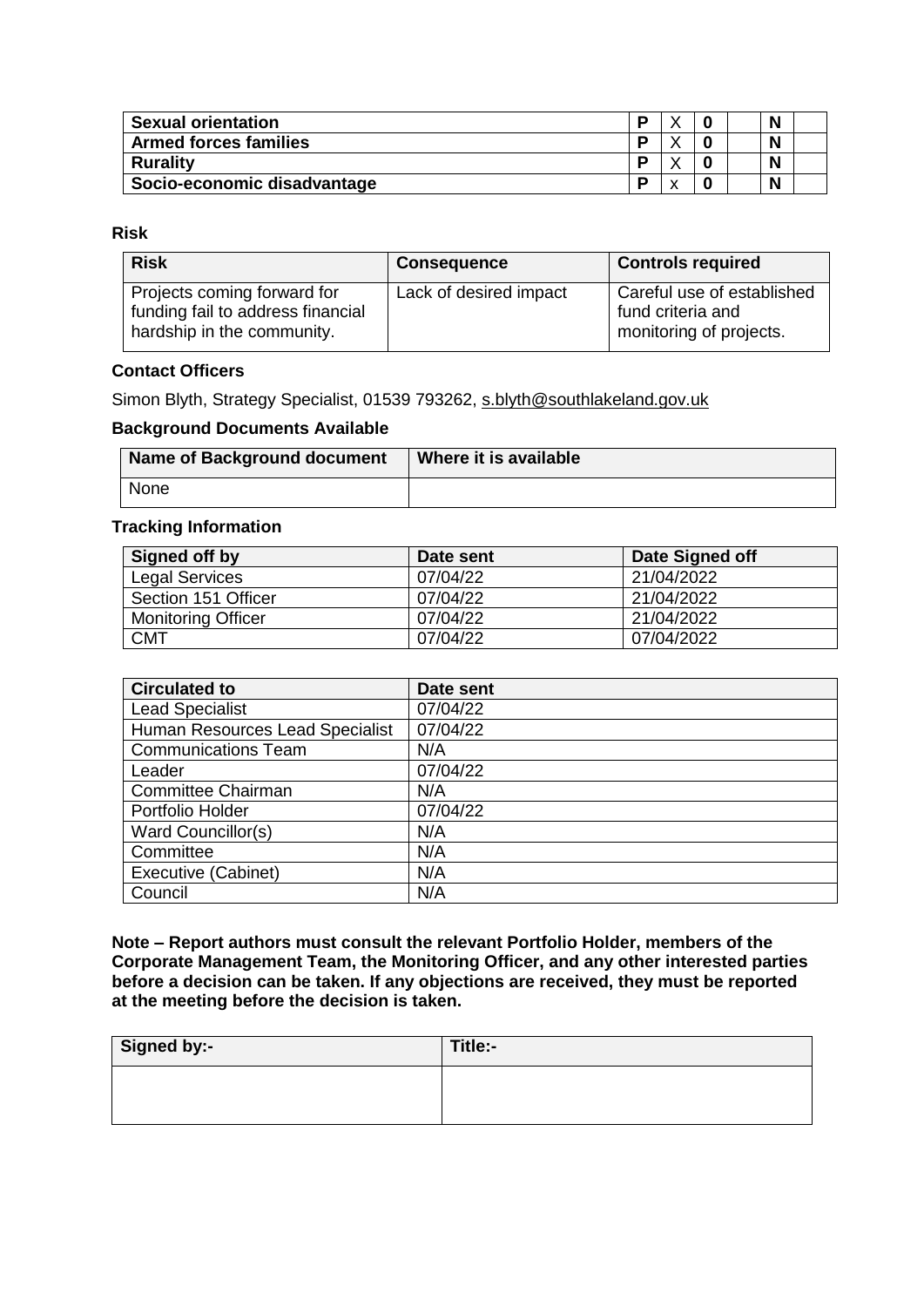| | | | | | | |
|---|---|---|---|---|---|---|
| **Sexual orientation** | **P** | X | **0** | | **N** | |
| **Armed forces families** | **P** | X | **0** | | **N** | |
| **Rurality** | **P** | X | **0** | | **N** | |
| **Socio-economic disadvantage** | **P** | x | **0** | | **N** | |

**Risk**

| Risk | Consequence | Controls required |
|---|---|---|
| Projects coming forward for funding fail to address financial hardship in the community. | Lack of desired impact | Careful use of established fund criteria and monitoring of projects. |

**Contact Officers**

Simon Blyth, Strategy Specialist, 01539 793262, s.blyth@southlakeland.gov.uk

**Background Documents Available**

| Name of Background document | Where it is available |
|---|---|
| None | |

**Tracking Information**

| Signed off by | Date sent | Date Signed off |
|---|---|---|
| Legal Services | 07/04/22 | 21/04/2022 |
| Section 151 Officer | 07/04/22 | 21/04/2022 |
| Monitoring Officer | 07/04/22 | 21/04/2022 |
| CMT | 07/04/22 | 07/04/2022 |

| Circulated to | Date sent |
|---|---|
| Lead Specialist | 07/04/22 |
| Human Resources Lead Specialist | 07/04/22 |
| Communications Team | N/A |
| Leader | 07/04/22 |
| Committee Chairman | N/A |
| Portfolio Holder | 07/04/22 |
| Ward Councillor(s) | N/A |
| Committee | N/A |
| Executive (Cabinet) | N/A |
| Council | N/A |

**Note – Report authors must consult the relevant Portfolio Holder, members of the Corporate Management Team, the Monitoring Officer, and any other interested parties before a decision can be taken. If any objections are received, they must be reported at the meeting before the decision is taken.**

| Signed by:- | Title:- |
|---|---|
| | |